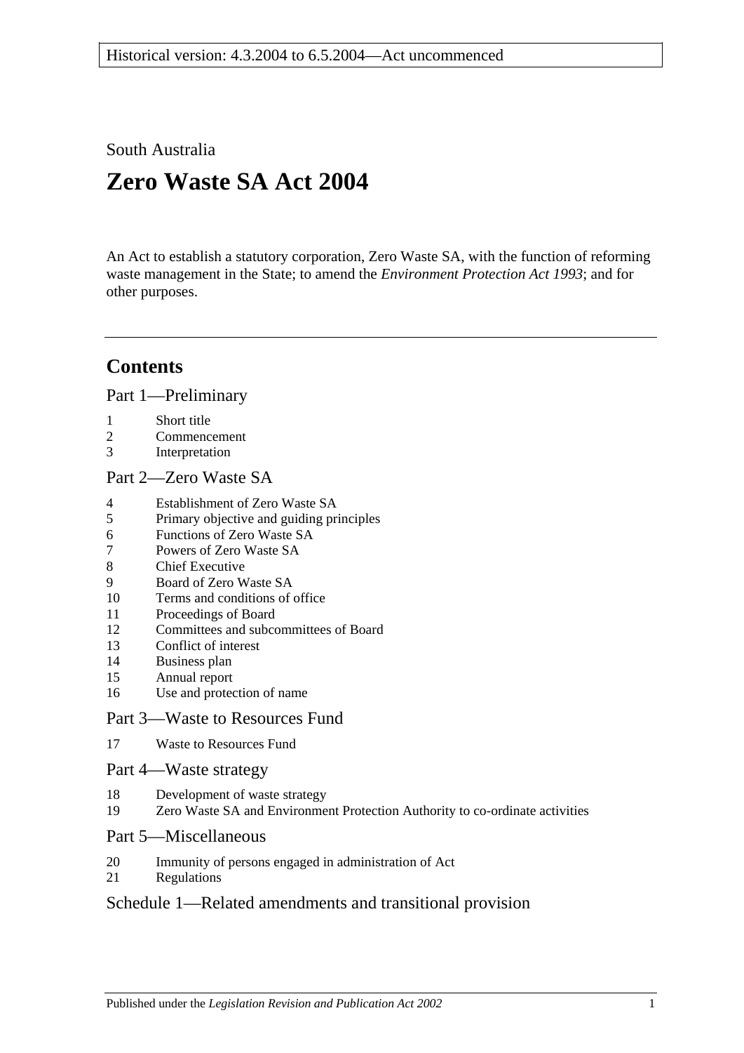Historical version: 4.3.2004 to 6.5.2004—Act uncommenced

South Australia

# Zero Waste SA Act 2004

An Act to establish a statutory corporation, Zero Waste SA, with the function of reforming waste management in the State; to amend the *Environment Protection Act 1993*; and for other purposes.

## Contents

Part 1—Preliminary

1 Short title
2 Commencement
3 Interpretation

Part 2—Zero Waste SA

4 Establishment of Zero Waste SA
5 Primary objective and guiding principles
6 Functions of Zero Waste SA
7 Powers of Zero Waste SA
8 Chief Executive
9 Board of Zero Waste SA
10 Terms and conditions of office
11 Proceedings of Board
12 Committees and subcommittees of Board
13 Conflict of interest
14 Business plan
15 Annual report
16 Use and protection of name

Part 3—Waste to Resources Fund

17 Waste to Resources Fund

Part 4—Waste strategy

18 Development of waste strategy
19 Zero Waste SA and Environment Protection Authority to co-ordinate activities

Part 5—Miscellaneous

20 Immunity of persons engaged in administration of Act
21 Regulations

Schedule 1—Related amendments and transitional provision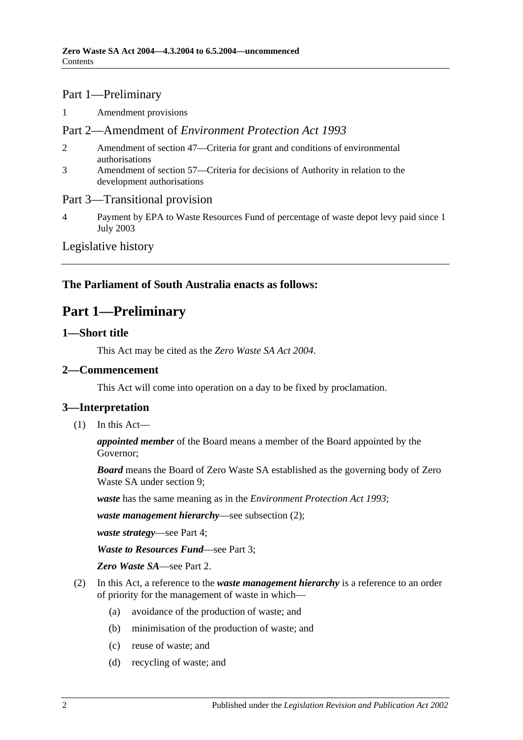Part 1—Preliminary

1 Amendment provisions

Part 2—Amendment of *Environment Protection Act 1993*

2 Amendment of section 47—Criteria for grant and conditions of environmental authorisations

3 Amendment of section 57—Criteria for decisions of Authority in relation to the development authorisations

Part 3—Transitional provision

4 Payment by EPA to Waste Resources Fund of percentage of waste depot levy paid since 1 July 2003

Legislative history

**The Parliament of South Australia enacts as follows:**

# Part 1—Preliminary

## 1—Short title

This Act may be cited as the *Zero Waste SA Act 2004*.

## 2—Commencement

This Act will come into operation on a day to be fixed by proclamation.

## 3—Interpretation

(1) In this Act—

***appointed member*** of the Board means a member of the Board appointed by the Governor;

***Board*** means the Board of Zero Waste SA established as the governing body of Zero Waste SA under section 9;

***waste*** has the same meaning as in the *Environment Protection Act 1993*;

***waste management hierarchy***—see subsection (2);

***waste strategy***—see Part 4;

***Waste to Resources Fund***—see Part 3;

***Zero Waste SA***—see Part 2.

(2) In this Act, a reference to the ***waste management hierarchy*** is a reference to an order of priority for the management of waste in which—

(a) avoidance of the production of waste; and

(b) minimisation of the production of waste; and

(c) reuse of waste; and

(d) recycling of waste; and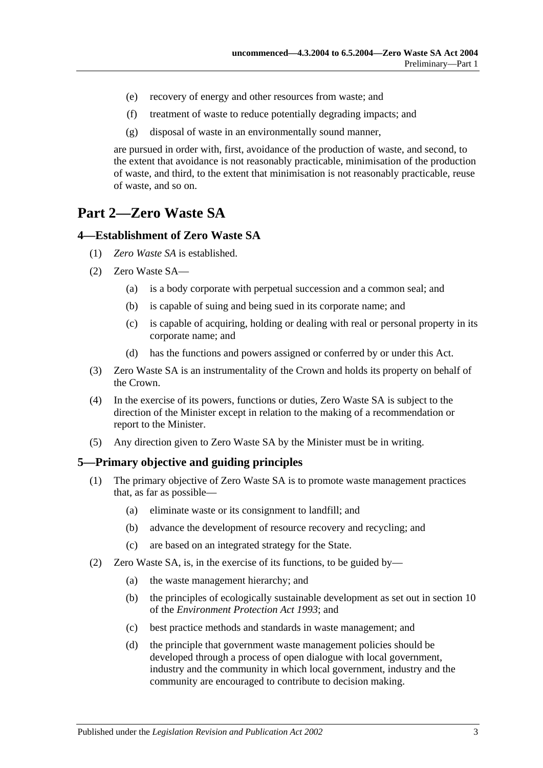(e) recovery of energy and other resources from waste; and

(f) treatment of waste to reduce potentially degrading impacts; and

(g) disposal of waste in an environmentally sound manner,

are pursued in order with, first, avoidance of the production of waste, and second, to the extent that avoidance is not reasonably practicable, minimisation of the production of waste, and third, to the extent that minimisation is not reasonably practicable, reuse of waste, and so on.

# Part 2—Zero Waste SA

## 4—Establishment of Zero Waste SA

(1) *Zero Waste SA* is established.

(2) Zero Waste SA—

(a) is a body corporate with perpetual succession and a common seal; and

(b) is capable of suing and being sued in its corporate name; and

(c) is capable of acquiring, holding or dealing with real or personal property in its corporate name; and

(d) has the functions and powers assigned or conferred by or under this Act.

(3) Zero Waste SA is an instrumentality of the Crown and holds its property on behalf of the Crown.

(4) In the exercise of its powers, functions or duties, Zero Waste SA is subject to the direction of the Minister except in relation to the making of a recommendation or report to the Minister.

(5) Any direction given to Zero Waste SA by the Minister must be in writing.

## 5—Primary objective and guiding principles

(1) The primary objective of Zero Waste SA is to promote waste management practices that, as far as possible—

(a) eliminate waste or its consignment to landfill; and

(b) advance the development of resource recovery and recycling; and

(c) are based on an integrated strategy for the State.

(2) Zero Waste SA, is, in the exercise of its functions, to be guided by—

(a) the waste management hierarchy; and

(b) the principles of ecologically sustainable development as set out in section 10 of the *Environment Protection Act 1993*; and

(c) best practice methods and standards in waste management; and

(d) the principle that government waste management policies should be developed through a process of open dialogue with local government, industry and the community in which local government, industry and the community are encouraged to contribute to decision making.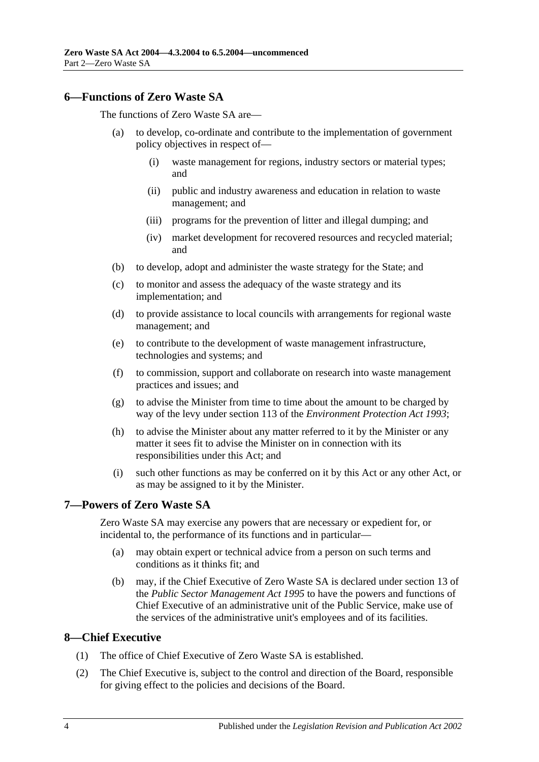## 6—Functions of Zero Waste SA

The functions of Zero Waste SA are—

(a) to develop, co-ordinate and contribute to the implementation of government policy objectives in respect of—

(i) waste management for regions, industry sectors or material types; and

(ii) public and industry awareness and education in relation to waste management; and

(iii) programs for the prevention of litter and illegal dumping; and

(iv) market development for recovered resources and recycled material; and

(b) to develop, adopt and administer the waste strategy for the State; and

(c) to monitor and assess the adequacy of the waste strategy and its implementation; and

(d) to provide assistance to local councils with arrangements for regional waste management; and

(e) to contribute to the development of waste management infrastructure, technologies and systems; and

(f) to commission, support and collaborate on research into waste management practices and issues; and

(g) to advise the Minister from time to time about the amount to be charged by way of the levy under section 113 of the *Environment Protection Act 1993*;

(h) to advise the Minister about any matter referred to it by the Minister or any matter it sees fit to advise the Minister on in connection with its responsibilities under this Act; and

(i) such other functions as may be conferred on it by this Act or any other Act, or as may be assigned to it by the Minister.

## 7—Powers of Zero Waste SA

Zero Waste SA may exercise any powers that are necessary or expedient for, or incidental to, the performance of its functions and in particular—

(a) may obtain expert or technical advice from a person on such terms and conditions as it thinks fit; and

(b) may, if the Chief Executive of Zero Waste SA is declared under section 13 of the *Public Sector Management Act 1995* to have the powers and functions of Chief Executive of an administrative unit of the Public Service, make use of the services of the administrative unit's employees and of its facilities.

## 8—Chief Executive

(1) The office of Chief Executive of Zero Waste SA is established.

(2) The Chief Executive is, subject to the control and direction of the Board, responsible for giving effect to the policies and decisions of the Board.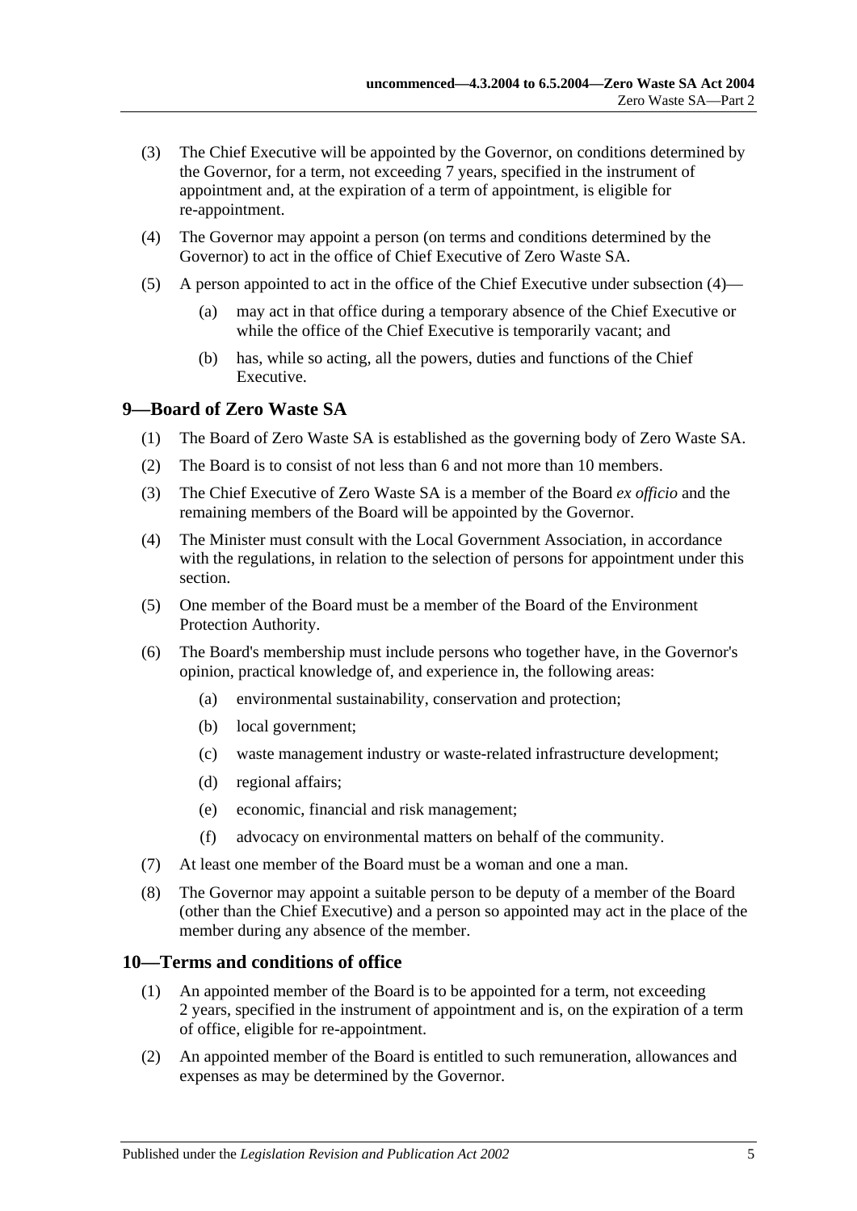(3) The Chief Executive will be appointed by the Governor, on conditions determined by the Governor, for a term, not exceeding 7 years, specified in the instrument of appointment and, at the expiration of a term of appointment, is eligible for re-appointment.

(4) The Governor may appoint a person (on terms and conditions determined by the Governor) to act in the office of Chief Executive of Zero Waste SA.

(5) A person appointed to act in the office of the Chief Executive under subsection (4)—

(a) may act in that office during a temporary absence of the Chief Executive or while the office of the Chief Executive is temporarily vacant; and

(b) has, while so acting, all the powers, duties and functions of the Chief Executive.

## 9—Board of Zero Waste SA

(1) The Board of Zero Waste SA is established as the governing body of Zero Waste SA.

(2) The Board is to consist of not less than 6 and not more than 10 members.

(3) The Chief Executive of Zero Waste SA is a member of the Board *ex officio* and the remaining members of the Board will be appointed by the Governor.

(4) The Minister must consult with the Local Government Association, in accordance with the regulations, in relation to the selection of persons for appointment under this section.

(5) One member of the Board must be a member of the Board of the Environment Protection Authority.

(6) The Board's membership must include persons who together have, in the Governor's opinion, practical knowledge of, and experience in, the following areas:

(a) environmental sustainability, conservation and protection;

(b) local government;

(c) waste management industry or waste-related infrastructure development;

(d) regional affairs;

(e) economic, financial and risk management;

(f) advocacy on environmental matters on behalf of the community.

(7) At least one member of the Board must be a woman and one a man.

(8) The Governor may appoint a suitable person to be deputy of a member of the Board (other than the Chief Executive) and a person so appointed may act in the place of the member during any absence of the member.

## 10—Terms and conditions of office

(1) An appointed member of the Board is to be appointed for a term, not exceeding 2 years, specified in the instrument of appointment and is, on the expiration of a term of office, eligible for re-appointment.

(2) An appointed member of the Board is entitled to such remuneration, allowances and expenses as may be determined by the Governor.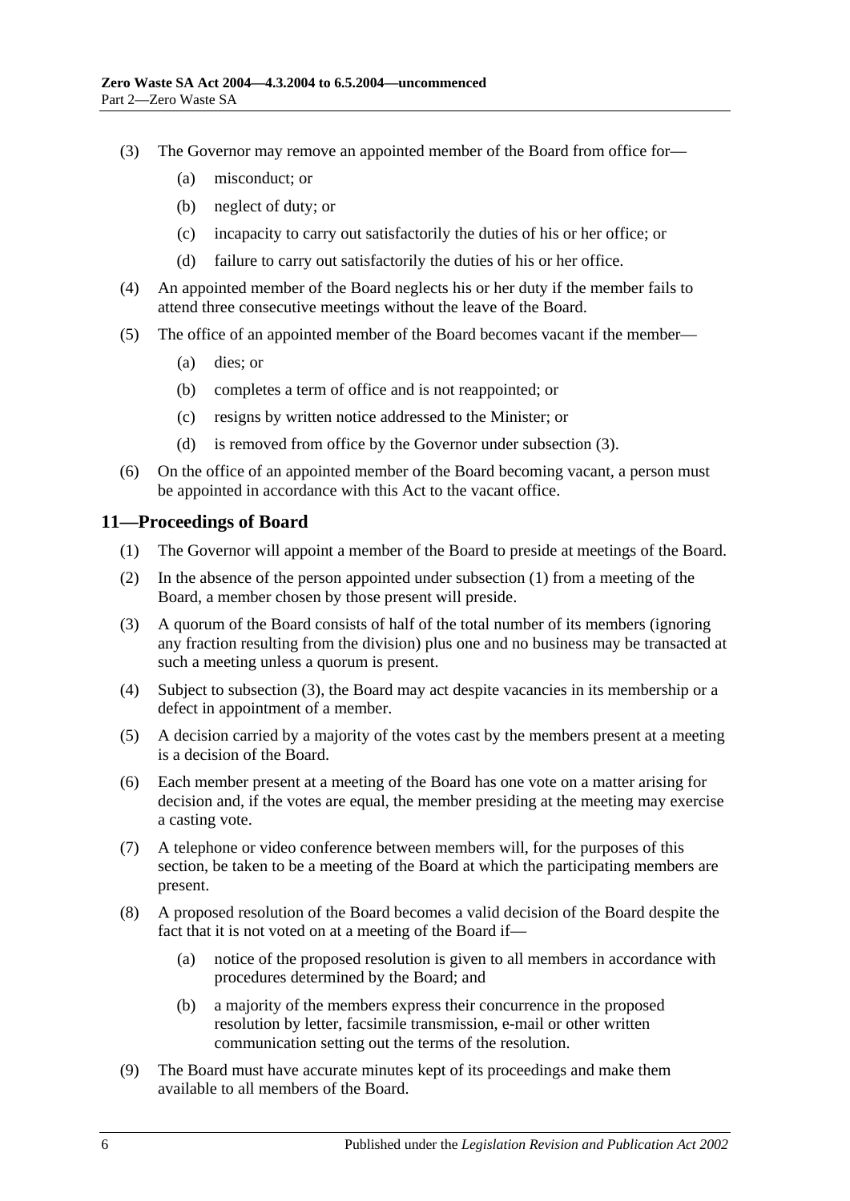(3) The Governor may remove an appointed member of the Board from office for—

(a) misconduct; or

(b) neglect of duty; or

(c) incapacity to carry out satisfactorily the duties of his or her office; or

(d) failure to carry out satisfactorily the duties of his or her office.

(4) An appointed member of the Board neglects his or her duty if the member fails to attend three consecutive meetings without the leave of the Board.

(5) The office of an appointed member of the Board becomes vacant if the member—

(a) dies; or

(b) completes a term of office and is not reappointed; or

(c) resigns by written notice addressed to the Minister; or

(d) is removed from office by the Governor under subsection (3).

(6) On the office of an appointed member of the Board becoming vacant, a person must be appointed in accordance with this Act to the vacant office.

## 11—Proceedings of Board

(1) The Governor will appoint a member of the Board to preside at meetings of the Board.

(2) In the absence of the person appointed under subsection (1) from a meeting of the Board, a member chosen by those present will preside.

(3) A quorum of the Board consists of half of the total number of its members (ignoring any fraction resulting from the division) plus one and no business may be transacted at such a meeting unless a quorum is present.

(4) Subject to subsection (3), the Board may act despite vacancies in its membership or a defect in appointment of a member.

(5) A decision carried by a majority of the votes cast by the members present at a meeting is a decision of the Board.

(6) Each member present at a meeting of the Board has one vote on a matter arising for decision and, if the votes are equal, the member presiding at the meeting may exercise a casting vote.

(7) A telephone or video conference between members will, for the purposes of this section, be taken to be a meeting of the Board at which the participating members are present.

(8) A proposed resolution of the Board becomes a valid decision of the Board despite the fact that it is not voted on at a meeting of the Board if—

(a) notice of the proposed resolution is given to all members in accordance with procedures determined by the Board; and

(b) a majority of the members express their concurrence in the proposed resolution by letter, facsimile transmission, e-mail or other written communication setting out the terms of the resolution.

(9) The Board must have accurate minutes kept of its proceedings and make them available to all members of the Board.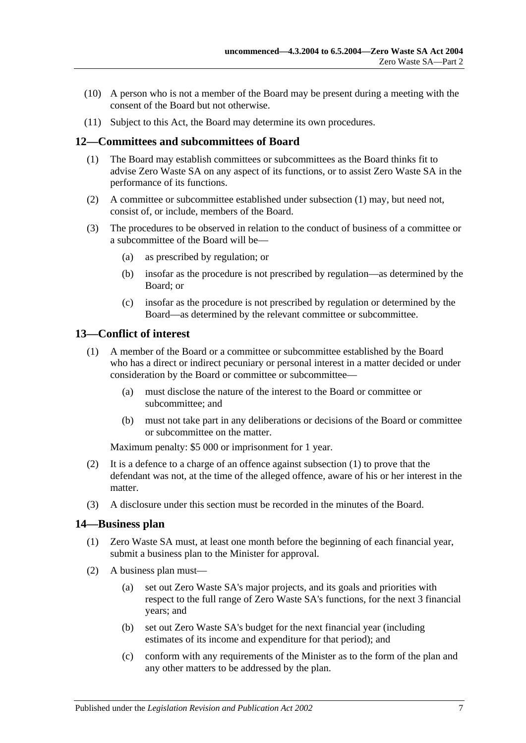(10) A person who is not a member of the Board may be present during a meeting with the consent of the Board but not otherwise.

(11) Subject to this Act, the Board may determine its own procedures.

## 12—Committees and subcommittees of Board

(1) The Board may establish committees or subcommittees as the Board thinks fit to advise Zero Waste SA on any aspect of its functions, or to assist Zero Waste SA in the performance of its functions.

(2) A committee or subcommittee established under subsection (1) may, but need not, consist of, or include, members of the Board.

(3) The procedures to be observed in relation to the conduct of business of a committee or a subcommittee of the Board will be—

(a) as prescribed by regulation; or

(b) insofar as the procedure is not prescribed by regulation—as determined by the Board; or

(c) insofar as the procedure is not prescribed by regulation or determined by the Board—as determined by the relevant committee or subcommittee.

## 13—Conflict of interest

(1) A member of the Board or a committee or subcommittee established by the Board who has a direct or indirect pecuniary or personal interest in a matter decided or under consideration by the Board or committee or subcommittee—

(a) must disclose the nature of the interest to the Board or committee or subcommittee; and

(b) must not take part in any deliberations or decisions of the Board or committee or subcommittee on the matter.

Maximum penalty: $5 000 or imprisonment for 1 year.

(2) It is a defence to a charge of an offence against subsection (1) to prove that the defendant was not, at the time of the alleged offence, aware of his or her interest in the matter.

(3) A disclosure under this section must be recorded in the minutes of the Board.

## 14—Business plan

(1) Zero Waste SA must, at least one month before the beginning of each financial year, submit a business plan to the Minister for approval.

(2) A business plan must—

(a) set out Zero Waste SA's major projects, and its goals and priorities with respect to the full range of Zero Waste SA's functions, for the next 3 financial years; and

(b) set out Zero Waste SA's budget for the next financial year (including estimates of its income and expenditure for that period); and

(c) conform with any requirements of the Minister as to the form of the plan and any other matters to be addressed by the plan.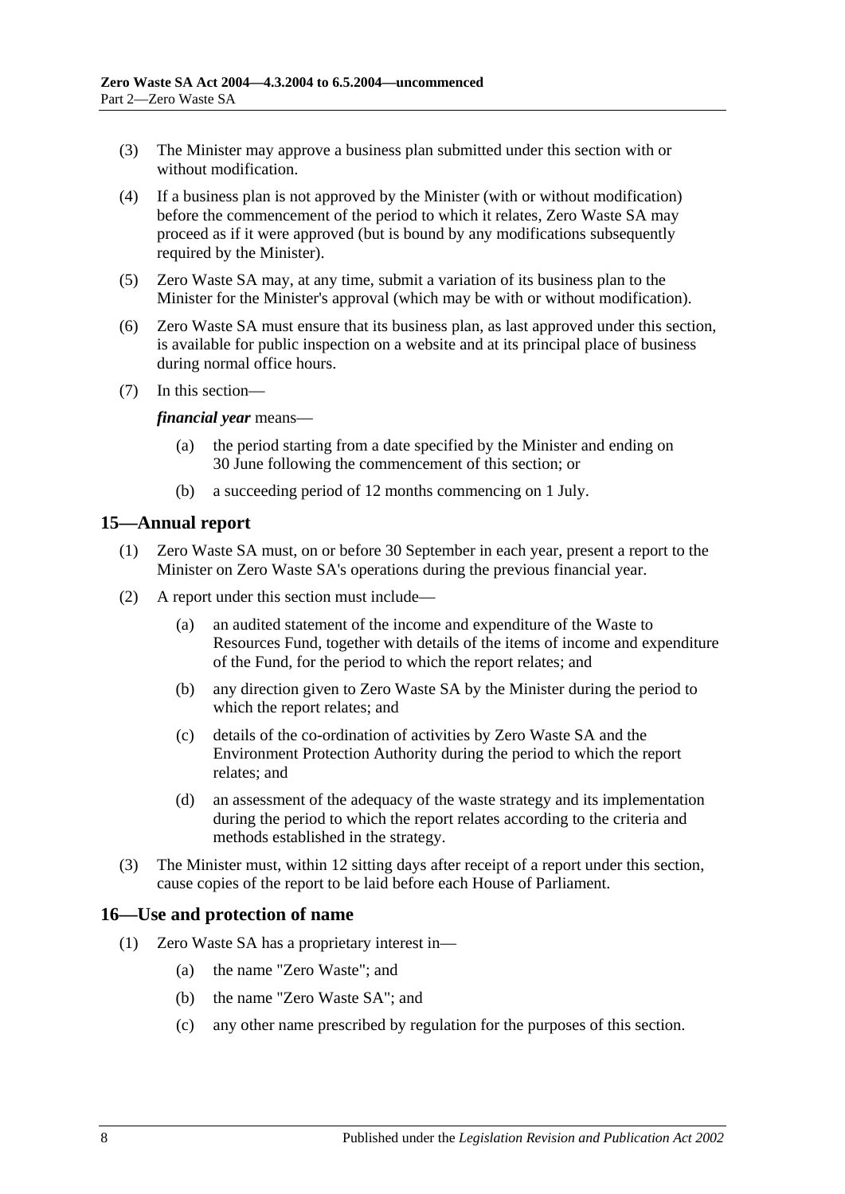(3) The Minister may approve a business plan submitted under this section with or without modification.

(4) If a business plan is not approved by the Minister (with or without modification) before the commencement of the period to which it relates, Zero Waste SA may proceed as if it were approved (but is bound by any modifications subsequently required by the Minister).

(5) Zero Waste SA may, at any time, submit a variation of its business plan to the Minister for the Minister's approval (which may be with or without modification).

(6) Zero Waste SA must ensure that its business plan, as last approved under this section, is available for public inspection on a website and at its principal place of business during normal office hours.

(7) In this section—

***financial year*** means—

(a) the period starting from a date specified by the Minister and ending on 30 June following the commencement of this section; or

(b) a succeeding period of 12 months commencing on 1 July.

## 15—Annual report

(1) Zero Waste SA must, on or before 30 September in each year, present a report to the Minister on Zero Waste SA's operations during the previous financial year.

(2) A report under this section must include—

(a) an audited statement of the income and expenditure of the Waste to Resources Fund, together with details of the items of income and expenditure of the Fund, for the period to which the report relates; and

(b) any direction given to Zero Waste SA by the Minister during the period to which the report relates; and

(c) details of the co-ordination of activities by Zero Waste SA and the Environment Protection Authority during the period to which the report relates; and

(d) an assessment of the adequacy of the waste strategy and its implementation during the period to which the report relates according to the criteria and methods established in the strategy.

(3) The Minister must, within 12 sitting days after receipt of a report under this section, cause copies of the report to be laid before each House of Parliament.

## 16—Use and protection of name

(1) Zero Waste SA has a proprietary interest in—

(a) the name "Zero Waste"; and

(b) the name "Zero Waste SA"; and

(c) any other name prescribed by regulation for the purposes of this section.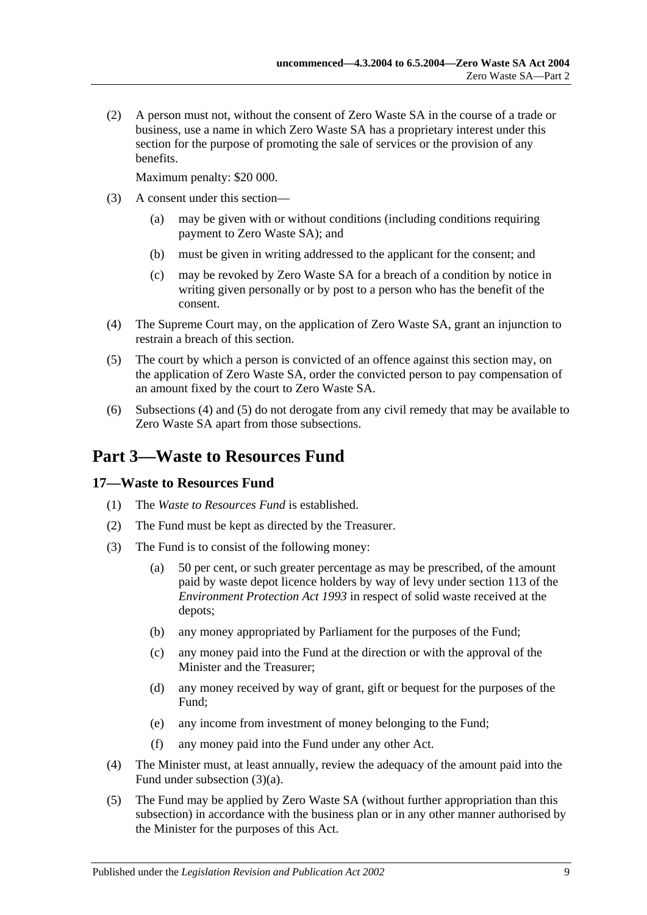(2) A person must not, without the consent of Zero Waste SA in the course of a trade or business, use a name in which Zero Waste SA has a proprietary interest under this section for the purpose of promoting the sale of services or the provision of any benefits.

Maximum penalty: $20 000.

(3) A consent under this section—

(a) may be given with or without conditions (including conditions requiring payment to Zero Waste SA); and

(b) must be given in writing addressed to the applicant for the consent; and

(c) may be revoked by Zero Waste SA for a breach of a condition by notice in writing given personally or by post to a person who has the benefit of the consent.

(4) The Supreme Court may, on the application of Zero Waste SA, grant an injunction to restrain a breach of this section.

(5) The court by which a person is convicted of an offence against this section may, on the application of Zero Waste SA, order the convicted person to pay compensation of an amount fixed by the court to Zero Waste SA.

(6) Subsections (4) and (5) do not derogate from any civil remedy that may be available to Zero Waste SA apart from those subsections.

# Part 3—Waste to Resources Fund

## 17—Waste to Resources Fund

(1) The *Waste to Resources Fund* is established.

(2) The Fund must be kept as directed by the Treasurer.

(3) The Fund is to consist of the following money:

(a) 50 per cent, or such greater percentage as may be prescribed, of the amount paid by waste depot licence holders by way of levy under section 113 of the *Environment Protection Act 1993* in respect of solid waste received at the depots;

(b) any money appropriated by Parliament for the purposes of the Fund;

(c) any money paid into the Fund at the direction or with the approval of the Minister and the Treasurer;

(d) any money received by way of grant, gift or bequest for the purposes of the Fund;

(e) any income from investment of money belonging to the Fund;

(f) any money paid into the Fund under any other Act.

(4) The Minister must, at least annually, review the adequacy of the amount paid into the Fund under subsection (3)(a).

(5) The Fund may be applied by Zero Waste SA (without further appropriation than this subsection) in accordance with the business plan or in any other manner authorised by the Minister for the purposes of this Act.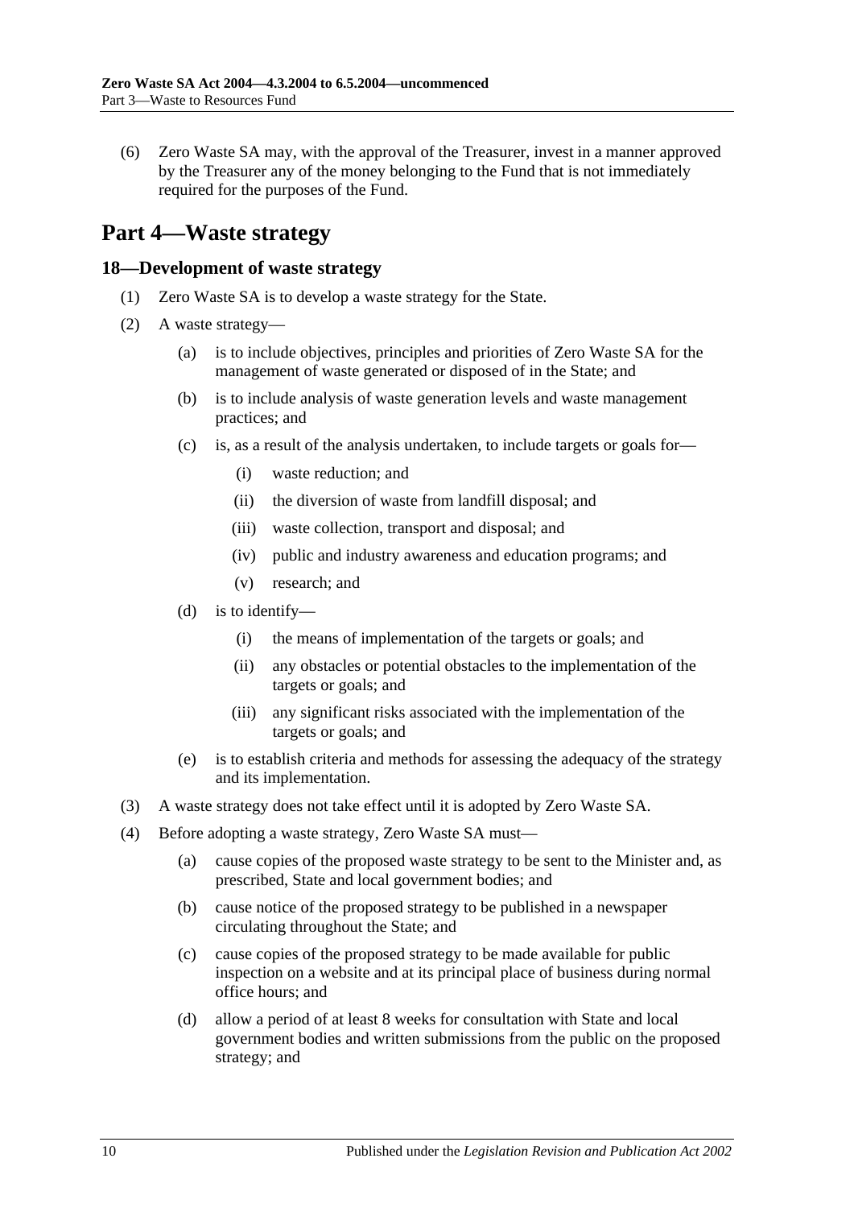(6) Zero Waste SA may, with the approval of the Treasurer, invest in a manner approved by the Treasurer any of the money belonging to the Fund that is not immediately required for the purposes of the Fund.

# Part 4—Waste strategy

## 18—Development of waste strategy

(1) Zero Waste SA is to develop a waste strategy for the State.

(2) A waste strategy—

 (a) is to include objectives, principles and priorities of Zero Waste SA for the management of waste generated or disposed of in the State; and

 (b) is to include analysis of waste generation levels and waste management practices; and

 (c) is, as a result of the analysis undertaken, to include targets or goals for—

  (i) waste reduction; and

  (ii) the diversion of waste from landfill disposal; and

  (iii) waste collection, transport and disposal; and

  (iv) public and industry awareness and education programs; and

  (v) research; and

 (d) is to identify—

  (i) the means of implementation of the targets or goals; and

  (ii) any obstacles or potential obstacles to the implementation of the targets or goals; and

  (iii) any significant risks associated with the implementation of the targets or goals; and

 (e) is to establish criteria and methods for assessing the adequacy of the strategy and its implementation.

(3) A waste strategy does not take effect until it is adopted by Zero Waste SA.

(4) Before adopting a waste strategy, Zero Waste SA must—

 (a) cause copies of the proposed waste strategy to be sent to the Minister and, as prescribed, State and local government bodies; and

 (b) cause notice of the proposed strategy to be published in a newspaper circulating throughout the State; and

 (c) cause copies of the proposed strategy to be made available for public inspection on a website and at its principal place of business during normal office hours; and

 (d) allow a period of at least 8 weeks for consultation with State and local government bodies and written submissions from the public on the proposed strategy; and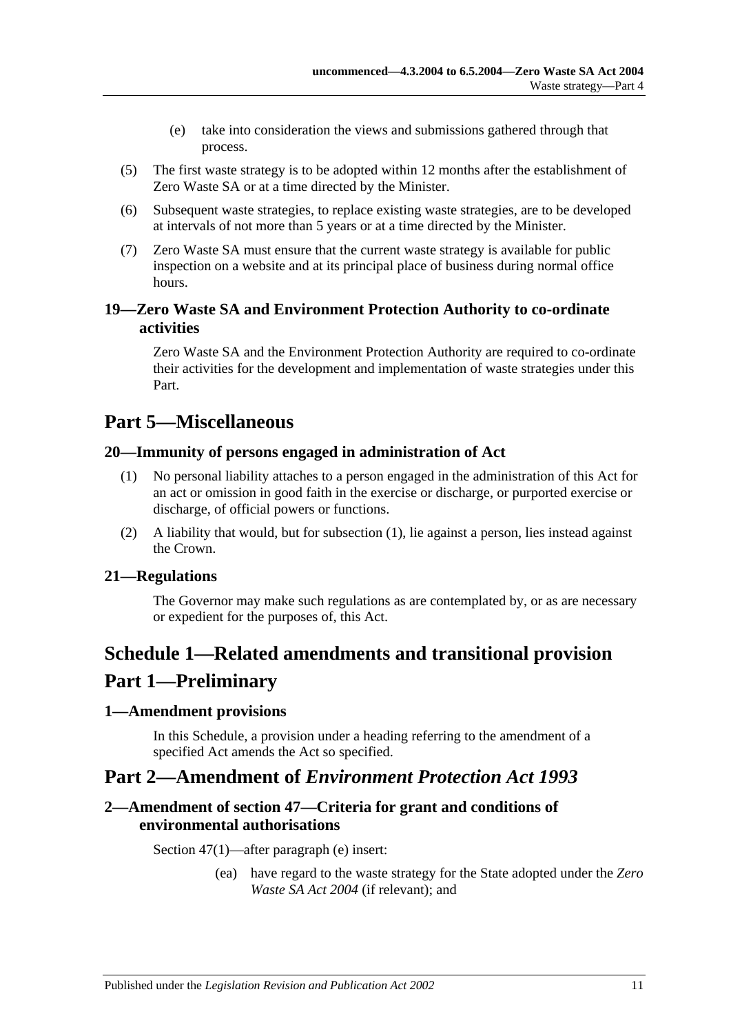(e) take into consideration the views and submissions gathered through that process.

(5) The first waste strategy is to be adopted within 12 months after the establishment of Zero Waste SA or at a time directed by the Minister.

(6) Subsequent waste strategies, to replace existing waste strategies, are to be developed at intervals of not more than 5 years or at a time directed by the Minister.

(7) Zero Waste SA must ensure that the current waste strategy is available for public inspection on a website and at its principal place of business during normal office hours.

### 19—Zero Waste SA and Environment Protection Authority to co-ordinate activities

Zero Waste SA and the Environment Protection Authority are required to co-ordinate their activities for the development and implementation of waste strategies under this Part.

## Part 5—Miscellaneous

### 20—Immunity of persons engaged in administration of Act

(1) No personal liability attaches to a person engaged in the administration of this Act for an act or omission in good faith in the exercise or discharge, or purported exercise or discharge, of official powers or functions.

(2) A liability that would, but for subsection (1), lie against a person, lies instead against the Crown.

### 21—Regulations

The Governor may make such regulations as are contemplated by, or as are necessary or expedient for the purposes of, this Act.

# Schedule 1—Related amendments and transitional provision

## Part 1—Preliminary

### 1—Amendment provisions

In this Schedule, a provision under a heading referring to the amendment of a specified Act amends the Act so specified.

## Part 2—Amendment of *Environment Protection Act 1993*

### 2—Amendment of section 47—Criteria for grant and conditions of environmental authorisations

Section 47(1)—after paragraph (e) insert:

(ea) have regard to the waste strategy for the State adopted under the *Zero Waste SA Act 2004* (if relevant); and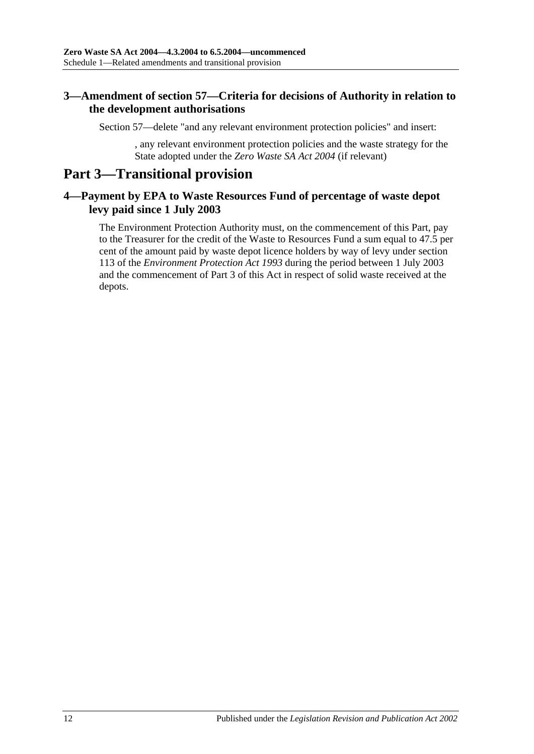### 3—Amendment of section 57—Criteria for decisions of Authority in relation to the development authorisations

Section 57—delete "and any relevant environment protection policies" and insert:

> , any relevant environment protection policies and the waste strategy for the State adopted under the *Zero Waste SA Act 2004* (if relevant)

## Part 3—Transitional provision

### 4—Payment by EPA to Waste Resources Fund of percentage of waste depot levy paid since 1 July 2003

The Environment Protection Authority must, on the commencement of this Part, pay to the Treasurer for the credit of the Waste to Resources Fund a sum equal to 47.5 per cent of the amount paid by waste depot licence holders by way of levy under section 113 of the *Environment Protection Act 1993* during the period between 1 July 2003 and the commencement of Part 3 of this Act in respect of solid waste received at the depots.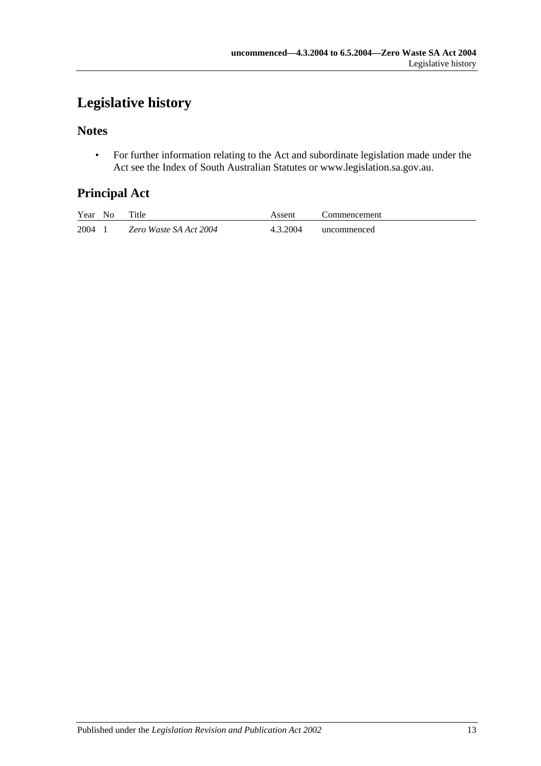# Legislative history

## Notes

- For further information relating to the Act and subordinate legislation made under the Act see the Index of South Australian Statutes or www.legislation.sa.gov.au.

## Principal Act

| Year | No | Title | Assent | Commencement |
|---|---|---|---|---|
| 2004 | 1 | *Zero Waste SA Act 2004* | 4.3.2004 | uncommenced |